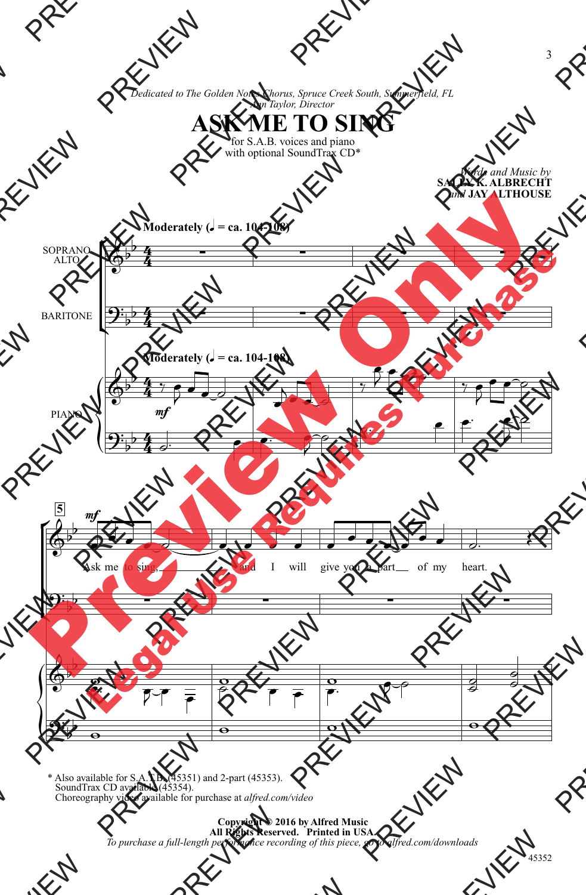*Dedicated to The Golden Notes Chorus, Spruce Creek South, Summerfield, FL*
*Ann Taylor, Director*

# ASK ME TO SING

for S.A.B. voices and piano
with optional SoundTrax CD*

*Words and Music by*
**SALLY K. ALBRECHT**
*and* **JAY ALTHOUSE**

**Moderately (♩ = ca. 104-108)**

SOPRANO ALTO

BARITONE

PIANO

*mf*

5

*mf*

Ask me to sing, and I will give you a part of my heart.

\* Also available for S.A.T.B. (45351) and 2-part (45353).
SoundTrax CD available (45354).
Choreography video available for purchase at *alfred.com/video*

**Copyright © 2016 by Alfred Music**
**All Rights Reserved. Printed in USA.**
*To purchase a full-length performance recording of this piece, go to alfred.com/downloads*

45352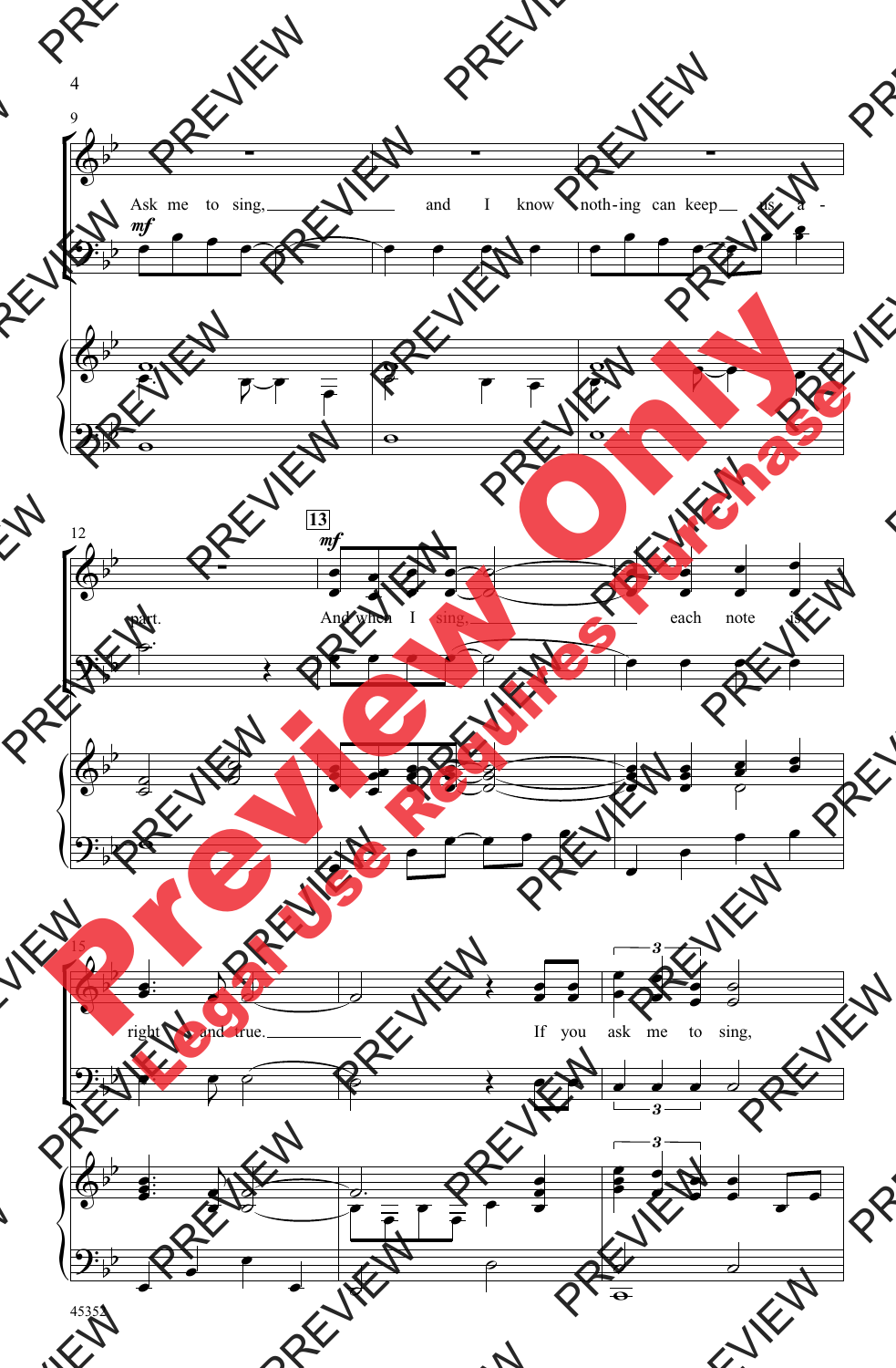Ask me to sing, and I know noth-ing can keep us a-part.

And when I sing, each note is right and true.

If you ask me to sing,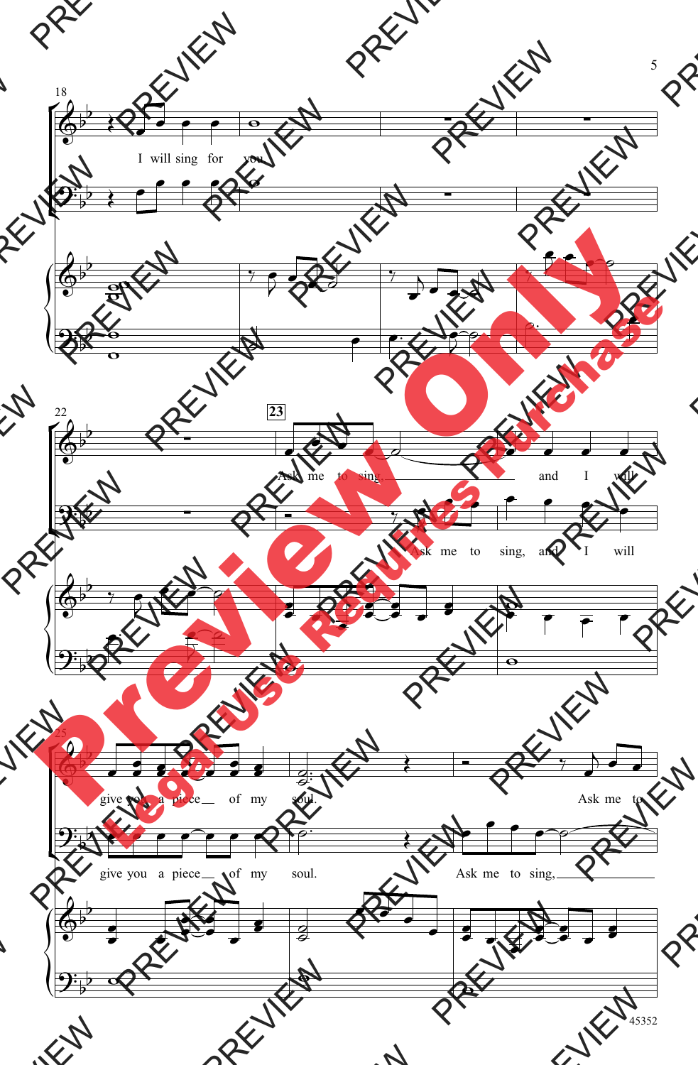I will sing for you.

Ask me to sing, and I will

Ask me to sing, and I will

give you a piece of my soul.

Ask me to

give you a piece of my soul.

Ask me to sing,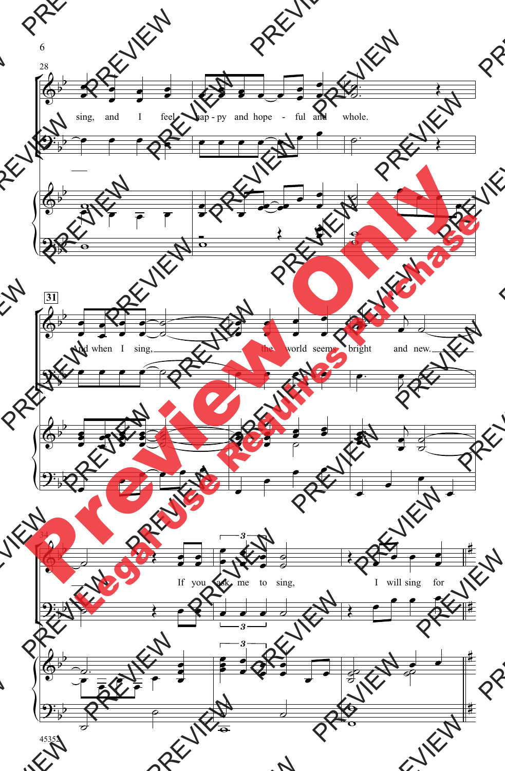sing, and I feel hap - py and hope - ful and whole.

And when I sing, the world seems bright and new.

If you ask me to sing, I will sing for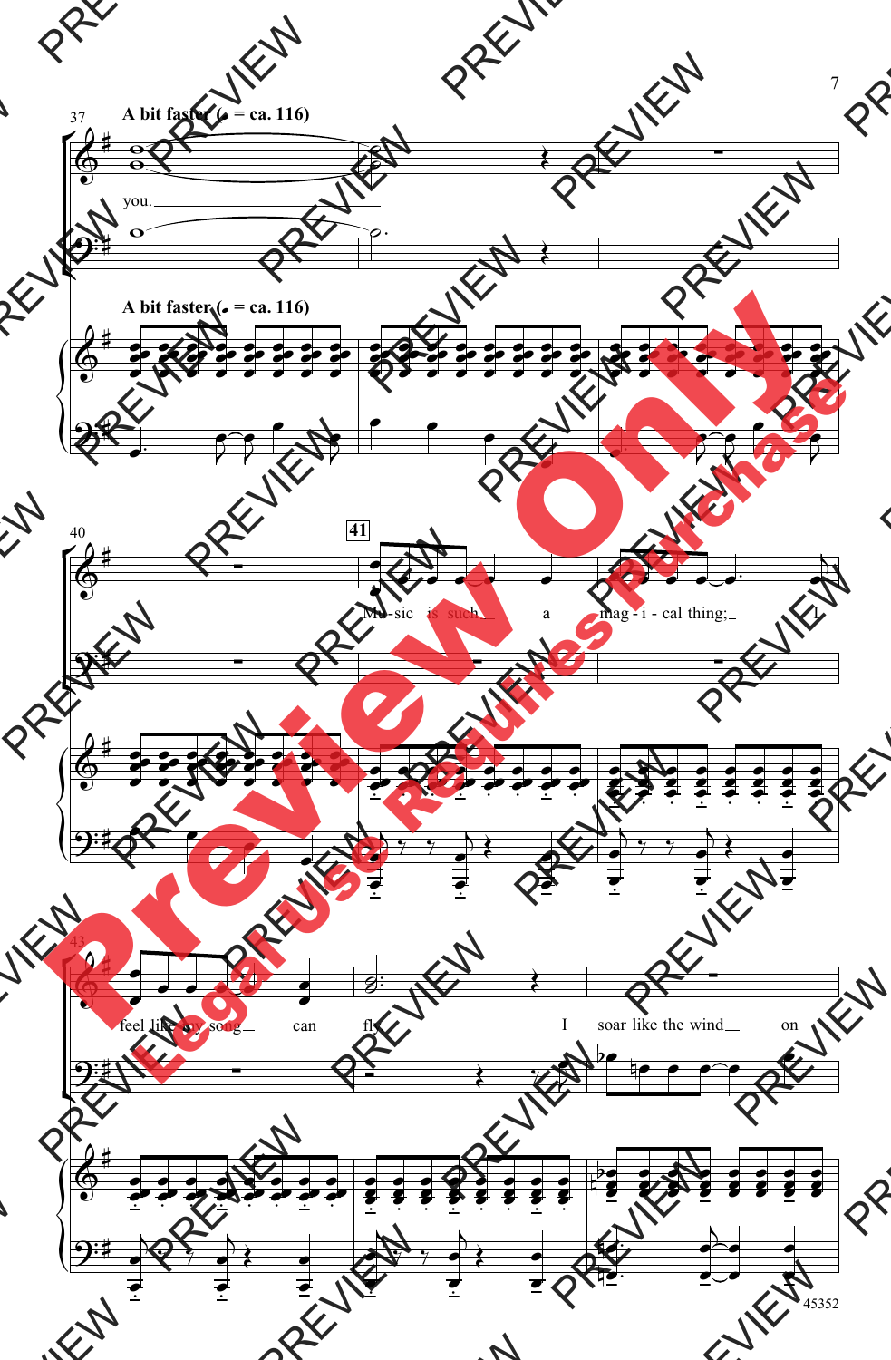A bit faster (𝅗𝅥 = ca. 116)

you.

A bit faster (𝅗𝅥 = ca. 116)

41

Mu - sic is such a mag - i - cal thing; I

feel like my song can fly. I soar like the wind on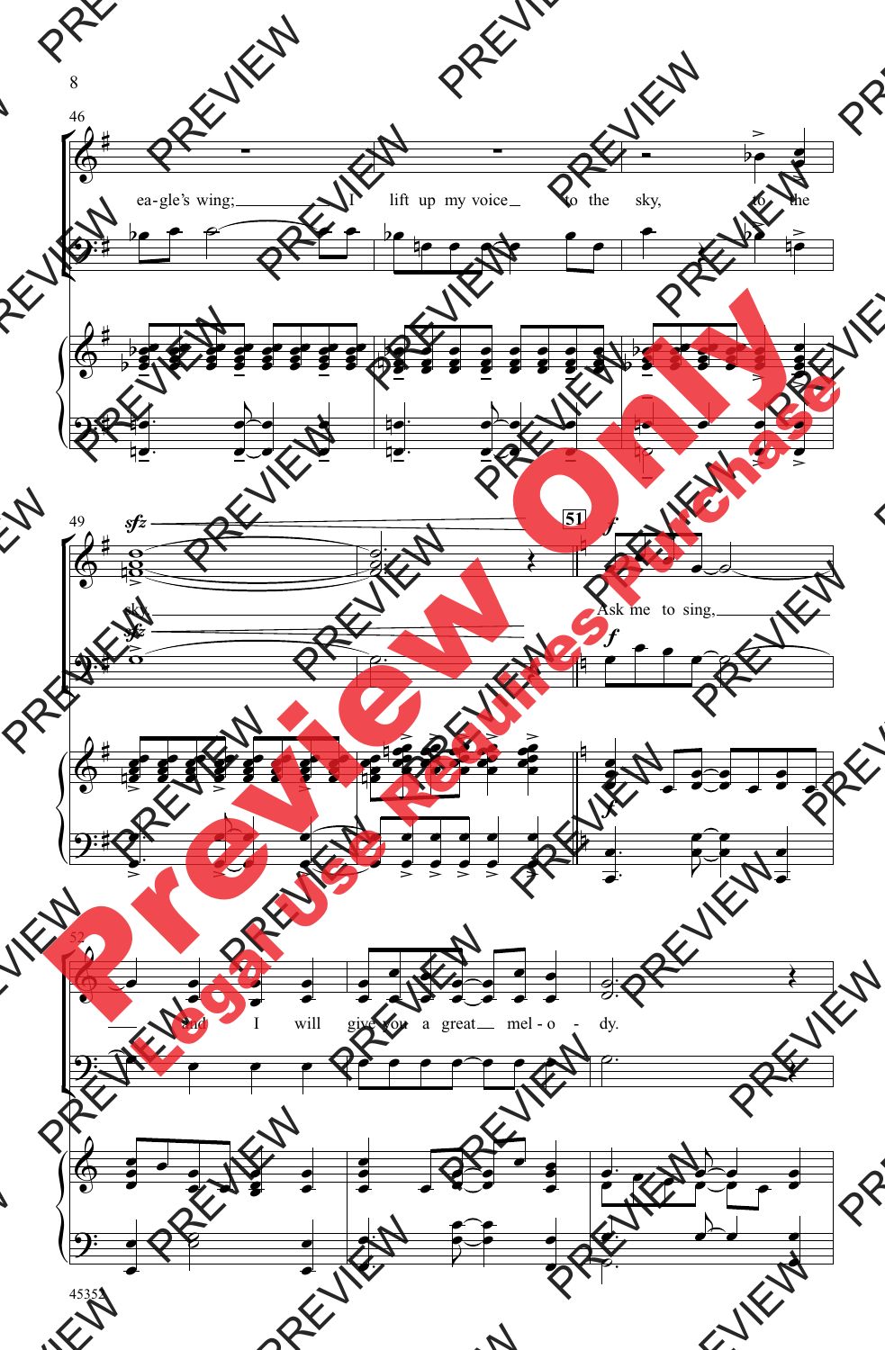46

ea-gle's wing; I lift up my voice to the sky, to the

49

*sfz*

sky.

51

*f*

Ask me to sing,

52

and I will give you a great mel-o-dy.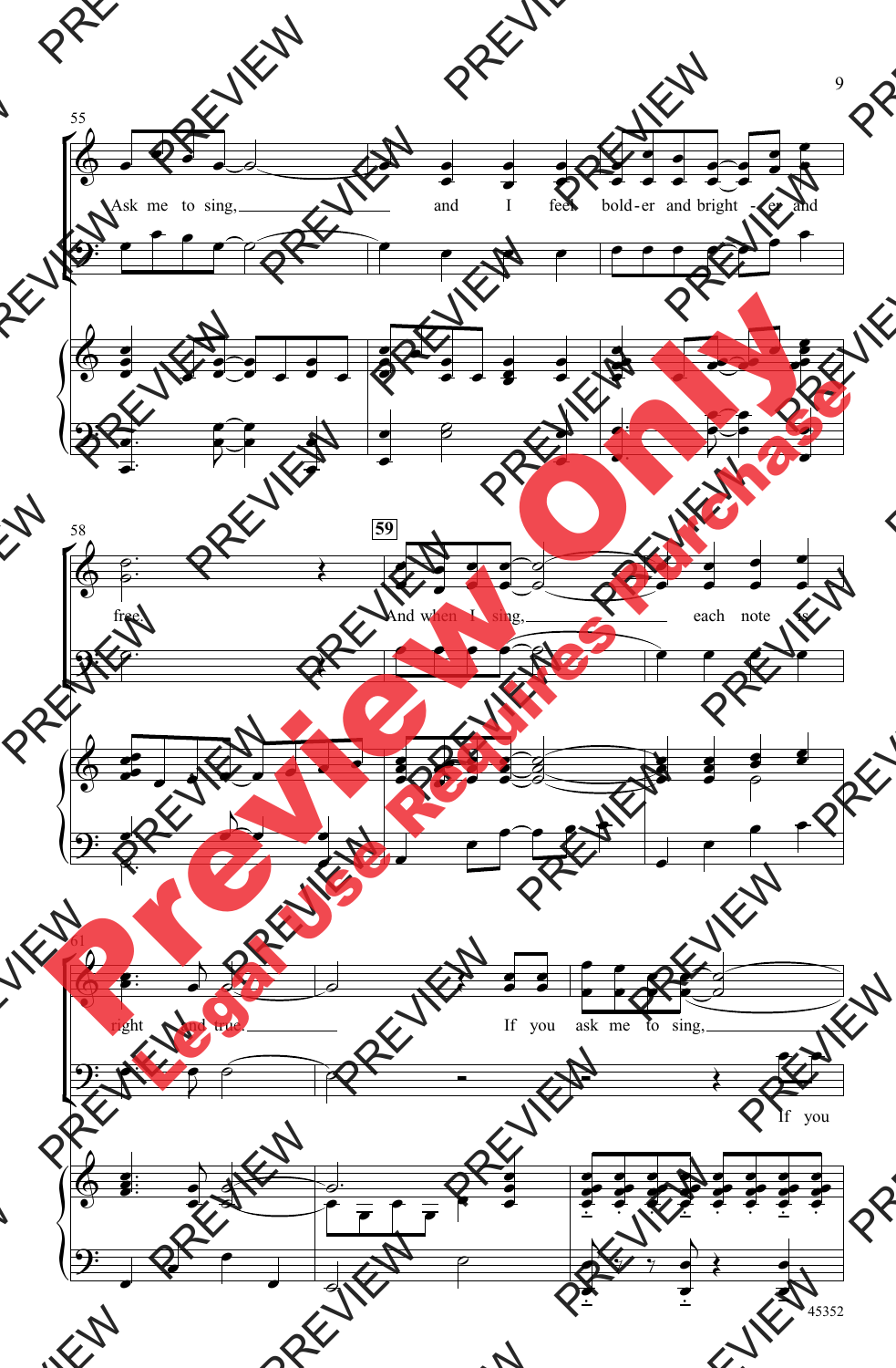Ask me to sing, and I feel bold-er and bright - er and free.

59

And when I sing, each note is right and true.

If you ask me to sing,

If you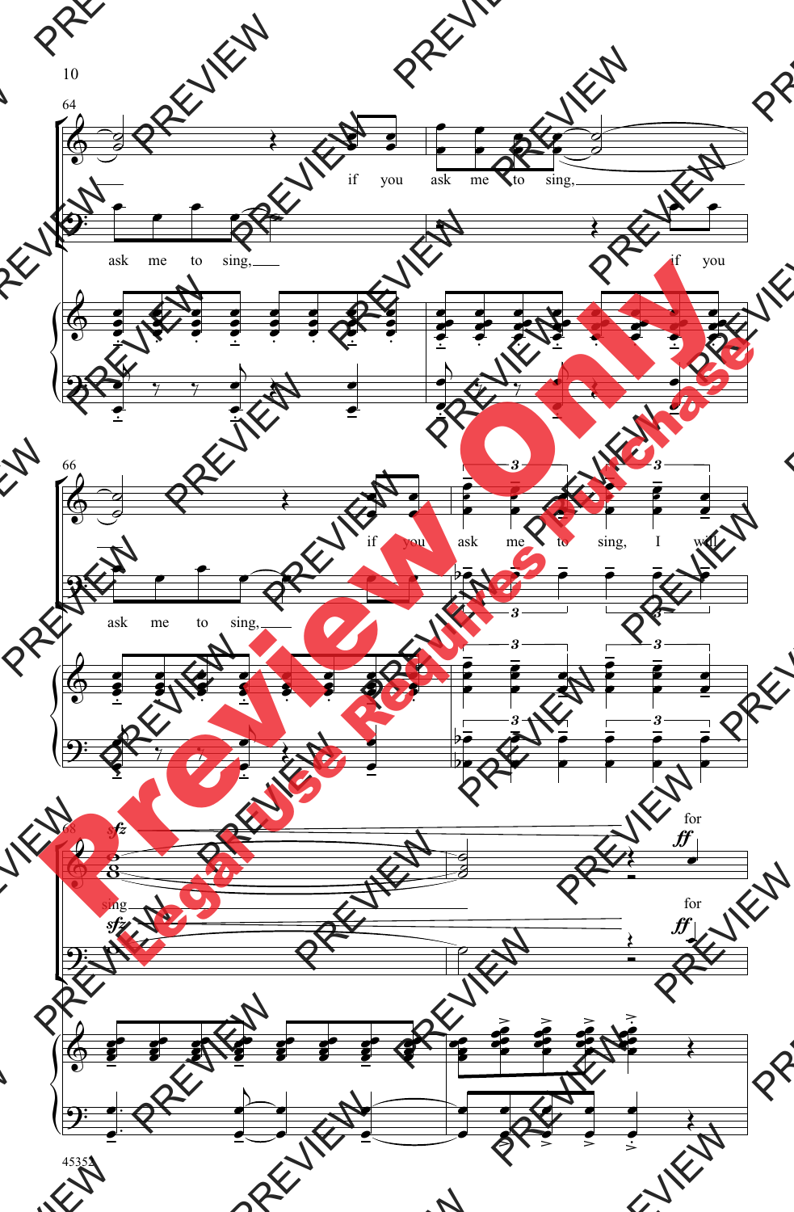if you ask me to sing,

ask me to sing,

if you

if you ask me to sing, I will

ask me to sing,

sing

for

*sfz*

*ff*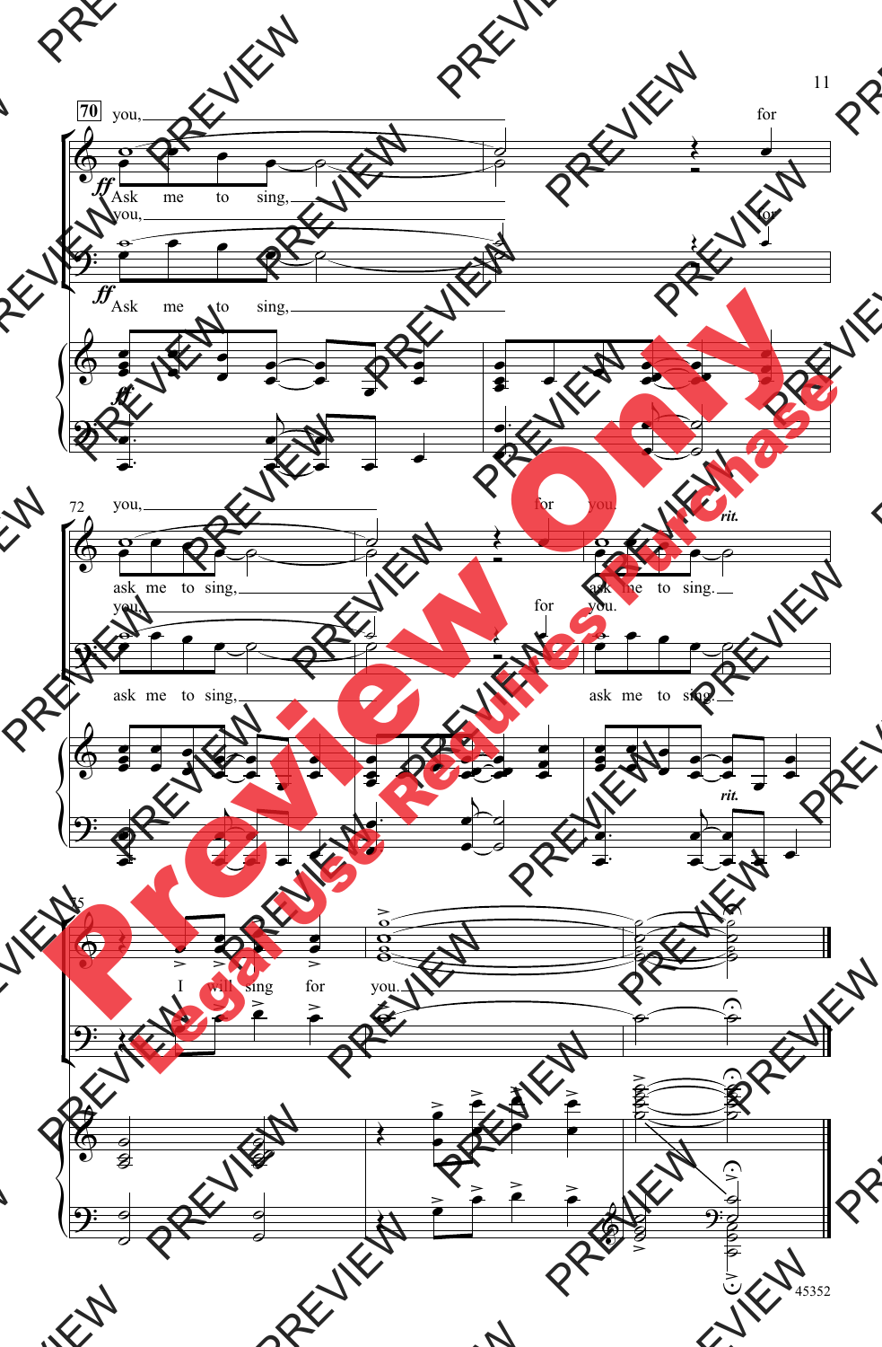70

you, for

Ask me to sing,

you, for

Ask me to sing,

72

you, for you.

ask me to sing, ask me to sing.

you, for you.

ask me to sing, ask me to sing.

*rit.*

*rit.*

75

I will sing for you.

45352